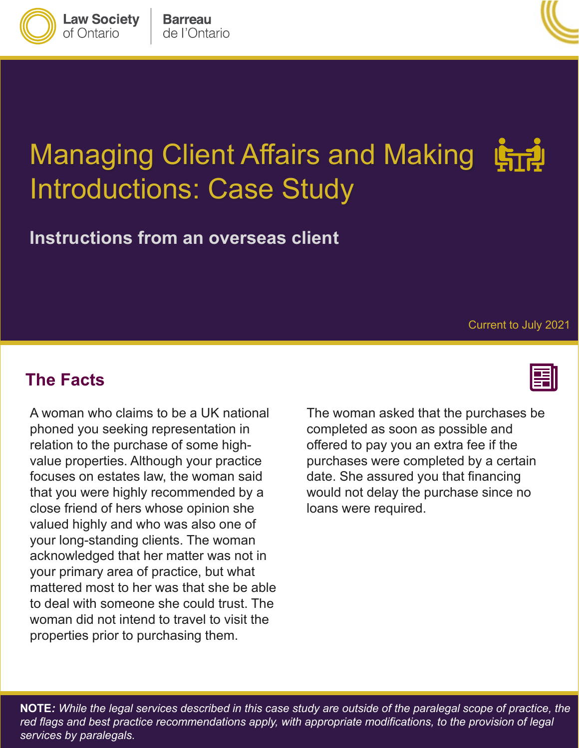Law Society of Ontario | Barreau de l'Ontario

# Managing Client Affairs and Making Introductions: Case Study

## Instructions from an overseas client

Current to July 2021

## The Facts

A woman who claims to be a UK national phoned you seeking representation in relation to the purchase of some high-value properties. Although your practice focuses on estates law, the woman said that you were highly recommended by a close friend of hers whose opinion she valued highly and who was also one of your long-standing clients. The woman acknowledged that her matter was not in your primary area of practice, but what mattered most to her was that she be able to deal with someone she could trust. The woman did not intend to travel to visit the properties prior to purchasing them.

The woman asked that the purchases be completed as soon as possible and offered to pay you an extra fee if the purchases were completed by a certain date. She assured you that financing would not delay the purchase since no loans were required.

**NOTE***: While the legal services described in this case study are outside of the paralegal scope of practice, the red flags and best practice recommendations apply, with appropriate modifications, to the provision of legal services by paralegals.*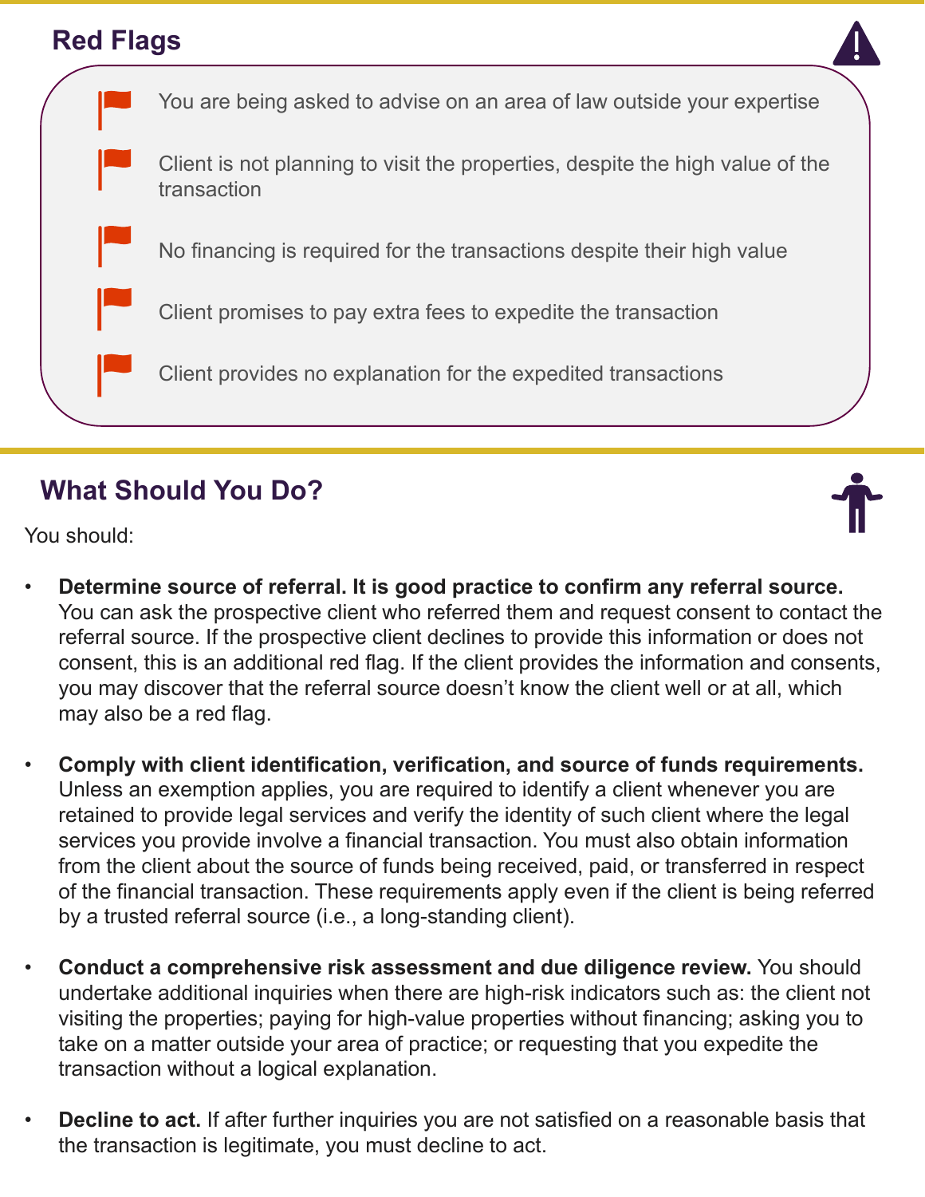## Red Flags

- You are being asked to advise on an area of law outside your expertise
- Client is not planning to visit the properties, despite the high value of the transaction
- No financing is required for the transactions despite their high value
- Client promises to pay extra fees to expedite the transaction
- Client provides no explanation for the expedited transactions

## What Should You Do?

You should:

- **Determine source of referral. It is good practice to confirm any referral source.** You can ask the prospective client who referred them and request consent to contact the referral source. If the prospective client declines to provide this information or does not consent, this is an additional red flag. If the client provides the information and consents, you may discover that the referral source doesn't know the client well or at all, which may also be a red flag.

- **Comply with client identification, verification, and source of funds requirements.** Unless an exemption applies, you are required to identify a client whenever you are retained to provide legal services and verify the identity of such client where the legal services you provide involve a financial transaction. You must also obtain information from the client about the source of funds being received, paid, or transferred in respect of the financial transaction. These requirements apply even if the client is being referred by a trusted referral source (i.e., a long-standing client).

- **Conduct a comprehensive risk assessment and due diligence review.** You should undertake additional inquiries when there are high-risk indicators such as: the client not visiting the properties; paying for high-value properties without financing; asking you to take on a matter outside your area of practice; or requesting that you expedite the transaction without a logical explanation.

- **Decline to act.** If after further inquiries you are not satisfied on a reasonable basis that the transaction is legitimate, you must decline to act.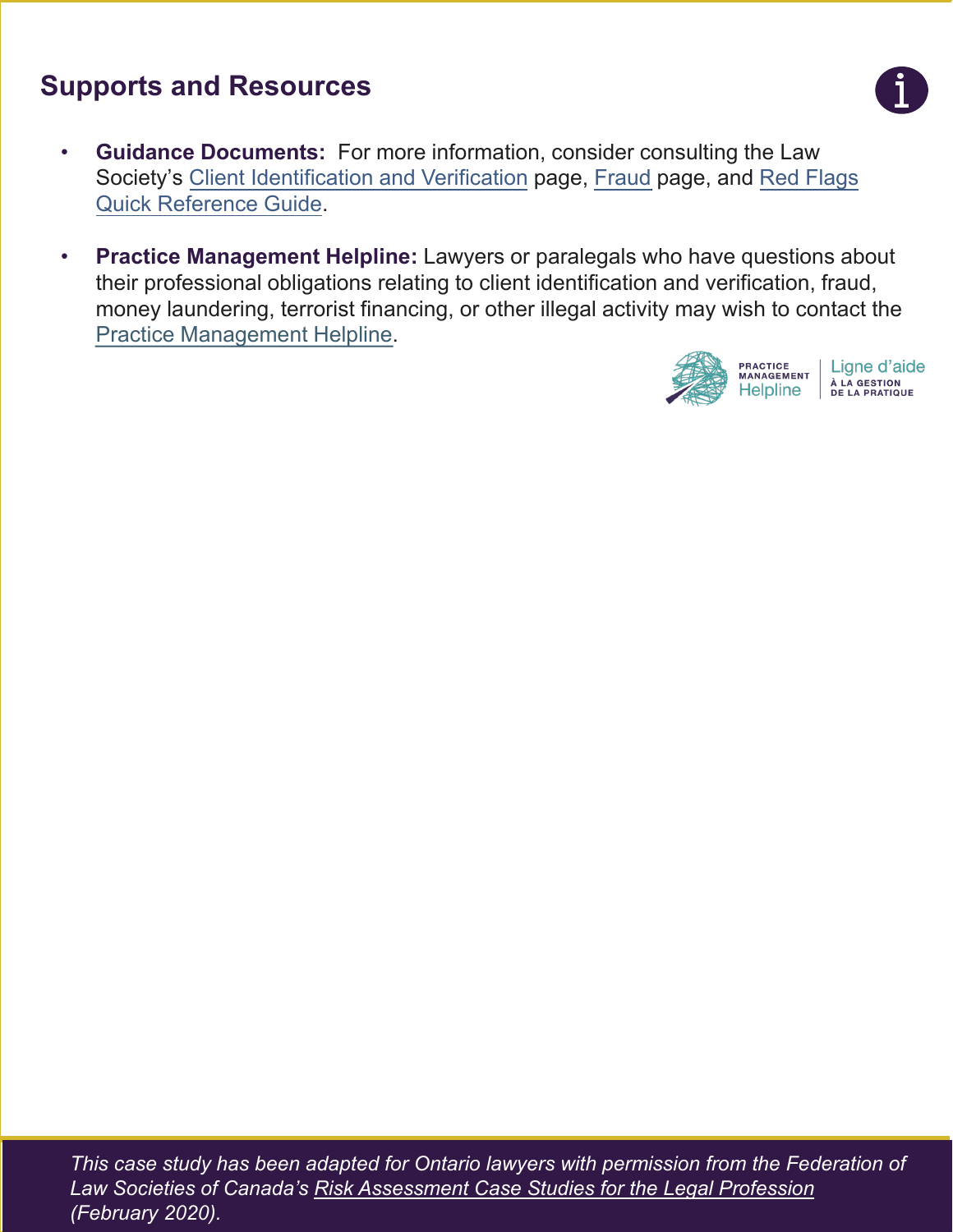## Supports and Resources

- **Guidance Documents:** For more information, consider consulting the Law Society's Client Identification and Verification page, Fraud page, and Red Flags Quick Reference Guide.

- **Practice Management Helpline:** Lawyers or paralegals who have questions about their professional obligations relating to client identification and verification, fraud, money laundering, terrorist financing, or other illegal activity may wish to contact the Practice Management Helpline.

*This case study has been adapted for Ontario lawyers with permission from the Federation of Law Societies of Canada's Risk Assessment Case Studies for the Legal Profession (February 2020).*